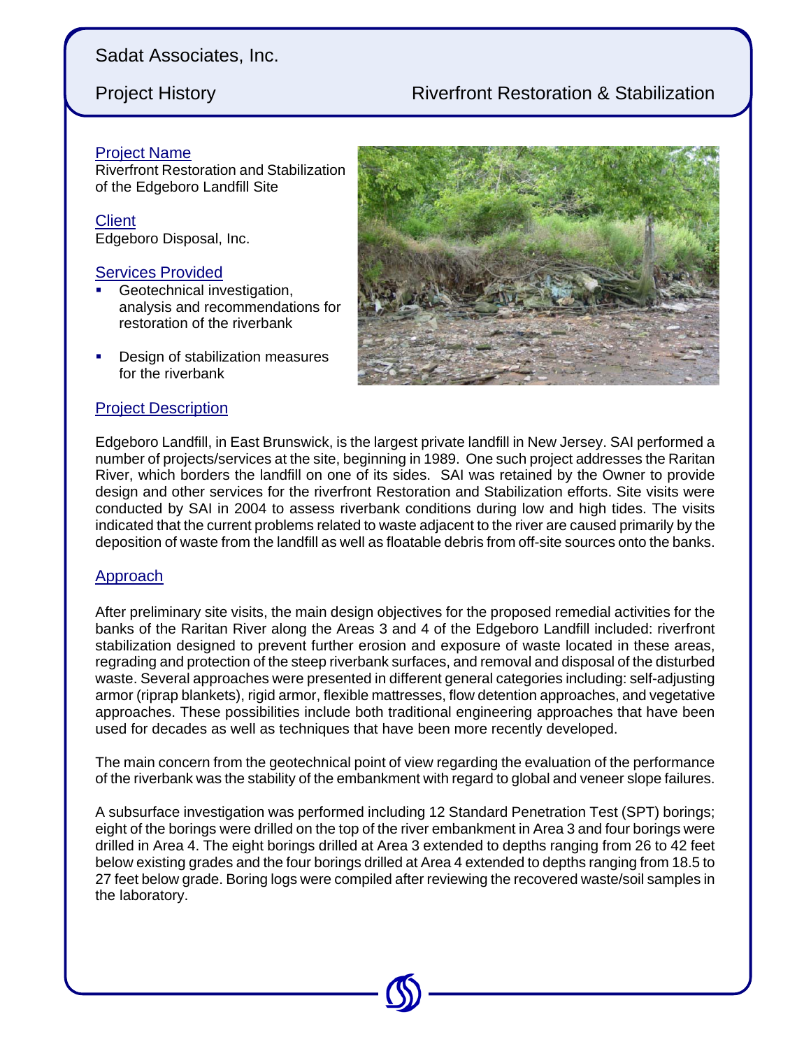Sadat Associates, Inc.

Project History — Riverfront Restoration & Stabilization

## Project Name

Riverfront Restoration and Stabilization of the Edgeboro Landfill Site

## Client

Edgeboro Disposal, Inc.

## Services Provided

- Geotechnical investigation, analysis and recommendations for restoration of the riverbank
- Design of stabilization measures for the riverbank

## Project Description

Edgeboro Landfill, in East Brunswick, is the largest private landfill in New Jersey. SAI performed a number of projects/services at the site, beginning in 1989. One such project addresses the Raritan River, which borders the landfill on one of its sides. SAI was retained by the Owner to provide design and other services for the riverfront Restoration and Stabilization efforts. Site visits were conducted by SAI in 2004 to assess riverbank conditions during low and high tides. The visits indicated that the current problems related to waste adjacent to the river are caused primarily by the deposition of waste from the landfill as well as floatable debris from off-site sources onto the banks.

## Approach

After preliminary site visits, the main design objectives for the proposed remedial activities for the banks of the Raritan River along the Areas 3 and 4 of the Edgeboro Landfill included: riverfront stabilization designed to prevent further erosion and exposure of waste located in these areas, regrading and protection of the steep riverbank surfaces, and removal and disposal of the disturbed waste. Several approaches were presented in different general categories including: self-adjusting armor (riprap blankets), rigid armor, flexible mattresses, flow detention approaches, and vegetative approaches. These possibilities include both traditional engineering approaches that have been used for decades as well as techniques that have been more recently developed.

The main concern from the geotechnical point of view regarding the evaluation of the performance of the riverbank was the stability of the embankment with regard to global and veneer slope failures.

A subsurface investigation was performed including 12 Standard Penetration Test (SPT) borings; eight of the borings were drilled on the top of the river embankment in Area 3 and four borings were drilled in Area 4. The eight borings drilled at Area 3 extended to depths ranging from 26 to 42 feet below existing grades and the four borings drilled at Area 4 extended to depths ranging from 18.5 to 27 feet below grade. Boring logs were compiled after reviewing the recovered waste/soil samples in the laboratory.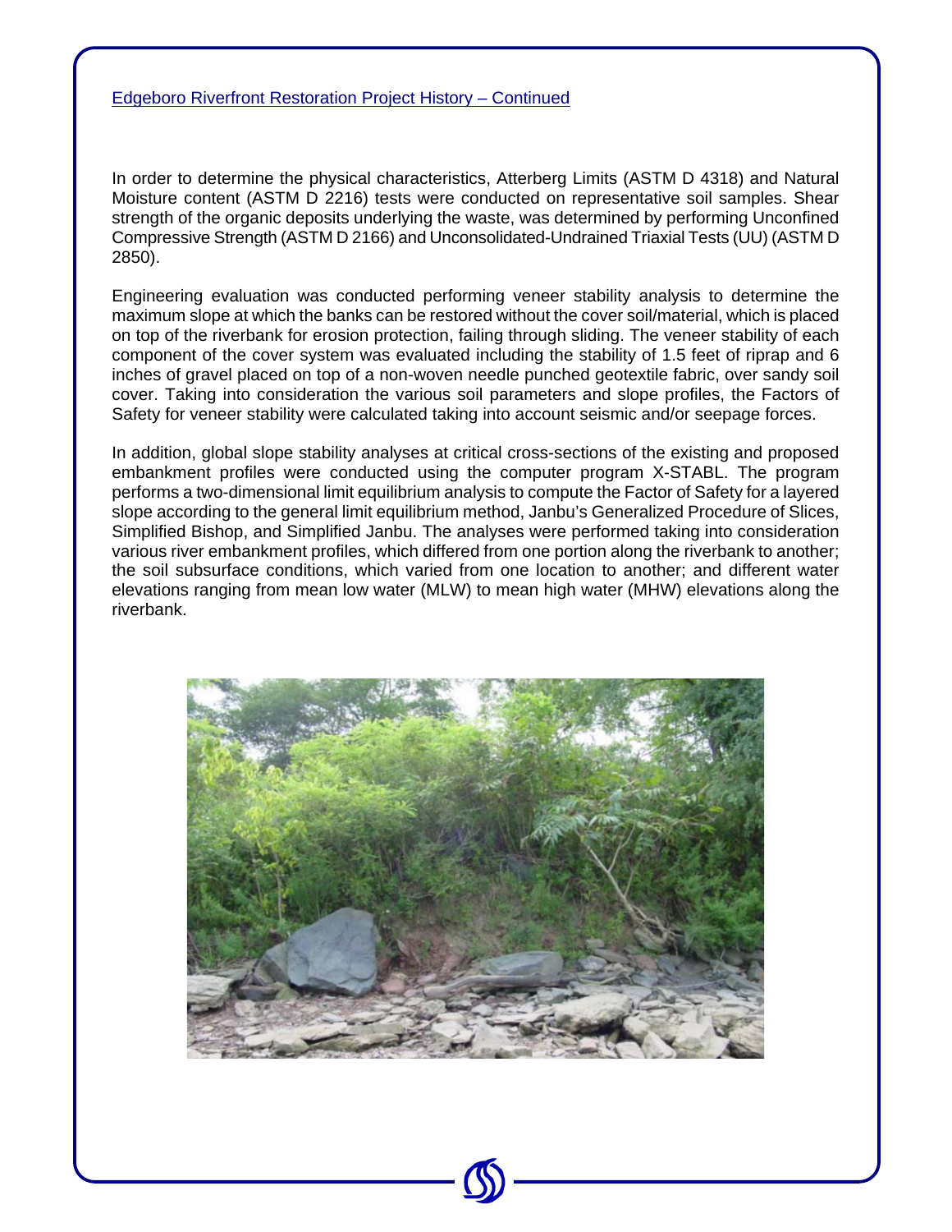Edgeboro Riverfront Restoration Project History – Continued

In order to determine the physical characteristics, Atterberg Limits (ASTM D 4318) and Natural Moisture content (ASTM D 2216) tests were conducted on representative soil samples. Shear strength of the organic deposits underlying the waste, was determined by performing Unconfined Compressive Strength (ASTM D 2166) and Unconsolidated-Undrained Triaxial Tests (UU) (ASTM D 2850).

Engineering evaluation was conducted performing veneer stability analysis to determine the maximum slope at which the banks can be restored without the cover soil/material, which is placed on top of the riverbank for erosion protection, failing through sliding. The veneer stability of each component of the cover system was evaluated including the stability of 1.5 feet of riprap and 6 inches of gravel placed on top of a non-woven needle punched geotextile fabric, over sandy soil cover. Taking into consideration the various soil parameters and slope profiles, the Factors of Safety for veneer stability were calculated taking into account seismic and/or seepage forces.

In addition, global slope stability analyses at critical cross-sections of the existing and proposed embankment profiles were conducted using the computer program X-STABL. The program performs a two-dimensional limit equilibrium analysis to compute the Factor of Safety for a layered slope according to the general limit equilibrium method, Janbu's Generalized Procedure of Slices, Simplified Bishop, and Simplified Janbu. The analyses were performed taking into consideration various river embankment profiles, which differed from one portion along the riverbank to another; the soil subsurface conditions, which varied from one location to another; and different water elevations ranging from mean low water (MLW) to mean high water (MHW) elevations along the riverbank.